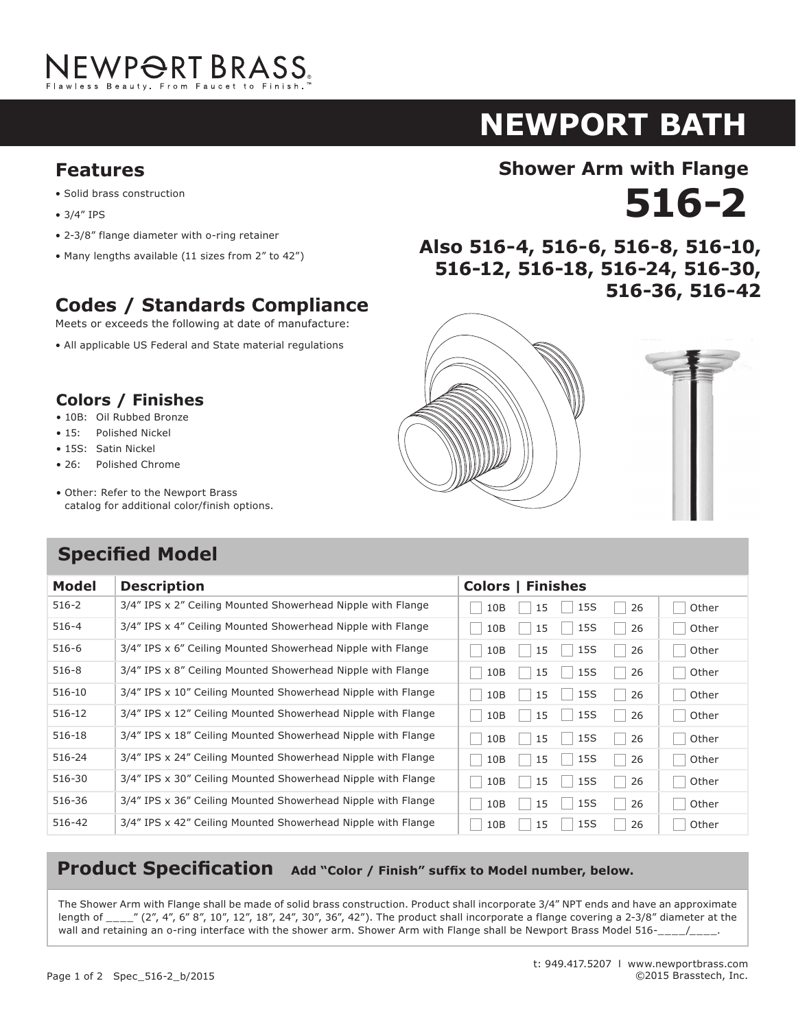NEWPORT BRASS
Flawless Beauty. From Faucet to Finish.™

# NEWPORT BATH

## Shower Arm with Flange

# 516-2

**Also 516-4, 516-6, 516-8, 516-10, 516-12, 516-18, 516-24, 516-30, 516-36, 516-42**

## Features

- Solid brass construction
- 3/4" IPS
- 2-3/8" flange diameter with o-ring retainer
- Many lengths available (11 sizes from 2" to 42")

## Codes / Standards Compliance

Meets or exceeds the following at date of manufacture:

- All applicable US Federal and State material regulations

### Colors / Finishes

- 10B: Oil Rubbed Bronze
- 15: Polished Nickel
- 15S: Satin Nickel
- 26: Polished Chrome
- Other: Refer to the Newport Brass catalog for additional color/finish options.

## Specified Model

| Model | Description | Colors \| Finishes | | | | |
|---|---|---|---|---|---|---|
| 516-2 | 3/4" IPS x 2" Ceiling Mounted Showerhead Nipple with Flange | ☐ 10B | ☐ 15 | ☐ 15S | ☐ 26 | ☐ Other |
| 516-4 | 3/4" IPS x 4" Ceiling Mounted Showerhead Nipple with Flange | ☐ 10B | ☐ 15 | ☐ 15S | ☐ 26 | ☐ Other |
| 516-6 | 3/4" IPS x 6" Ceiling Mounted Showerhead Nipple with Flange | ☐ 10B | ☐ 15 | ☐ 15S | ☐ 26 | ☐ Other |
| 516-8 | 3/4" IPS x 8" Ceiling Mounted Showerhead Nipple with Flange | ☐ 10B | ☐ 15 | ☐ 15S | ☐ 26 | ☐ Other |
| 516-10 | 3/4" IPS x 10" Ceiling Mounted Showerhead Nipple with Flange | ☐ 10B | ☐ 15 | ☐ 15S | ☐ 26 | ☐ Other |
| 516-12 | 3/4" IPS x 12" Ceiling Mounted Showerhead Nipple with Flange | ☐ 10B | ☐ 15 | ☐ 15S | ☐ 26 | ☐ Other |
| 516-18 | 3/4" IPS x 18" Ceiling Mounted Showerhead Nipple with Flange | ☐ 10B | ☐ 15 | ☐ 15S | ☐ 26 | ☐ Other |
| 516-24 | 3/4" IPS x 24" Ceiling Mounted Showerhead Nipple with Flange | ☐ 10B | ☐ 15 | ☐ 15S | ☐ 26 | ☐ Other |
| 516-30 | 3/4" IPS x 30" Ceiling Mounted Showerhead Nipple with Flange | ☐ 10B | ☐ 15 | ☐ 15S | ☐ 26 | ☐ Other |
| 516-36 | 3/4" IPS x 36" Ceiling Mounted Showerhead Nipple with Flange | ☐ 10B | ☐ 15 | ☐ 15S | ☐ 26 | ☐ Other |
| 516-42 | 3/4" IPS x 42" Ceiling Mounted Showerhead Nipple with Flange | ☐ 10B | ☐ 15 | ☐ 15S | ☐ 26 | ☐ Other |

## Product Specification **Add "Color / Finish" suffix to Model number, below.**

The Shower Arm with Flange shall be made of solid brass construction. Product shall incorporate 3/4" NPT ends and have an approximate length of ____" (2", 4", 6" 8", 10", 12", 18", 24", 30", 36", 42"). The product shall incorporate a flange covering a 2-3/8" diameter at the wall and retaining an o-ring interface with the shower arm. Shower Arm with Flange shall be Newport Brass Model 516-____/____.

t: 949.417.5207 l www.newportbrass.com
©2015 Brasstech, Inc.

Spec_516-2_b/2015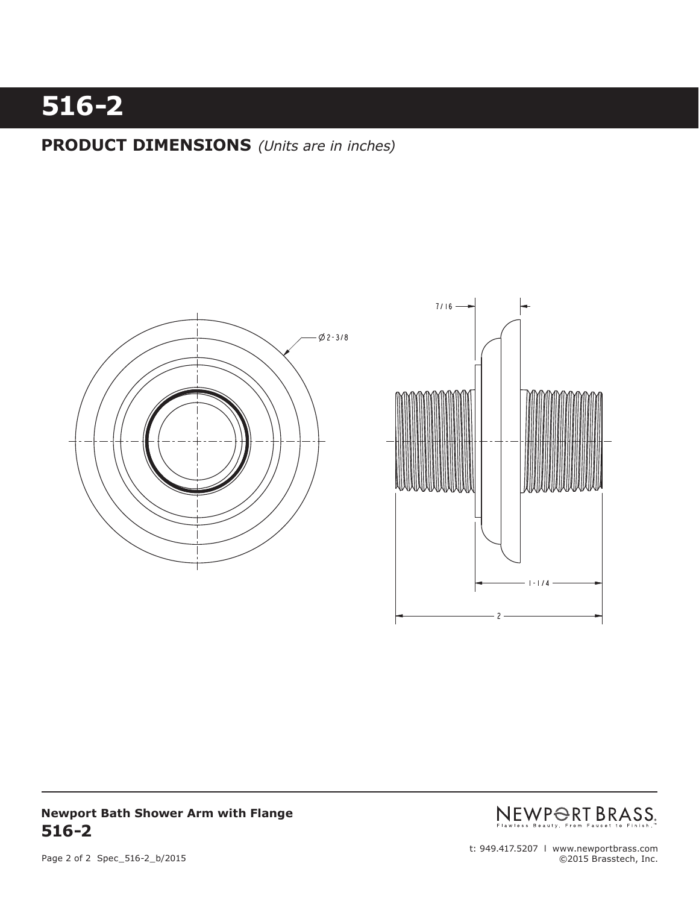# 516-2

## PRODUCT DIMENSIONS *(Units are in inches)*

7/16

Ø 2-3/8

1-1/4

2

**Newport Bath Shower Arm with Flange**
**516-2**

NEWPORT BRASS.
Flawless Beauty. From Faucet to Finish.™

t: 949.417.5207 | www.newportbrass.com
©2015 Brasstech, Inc.

Spec_516-2_b/2015